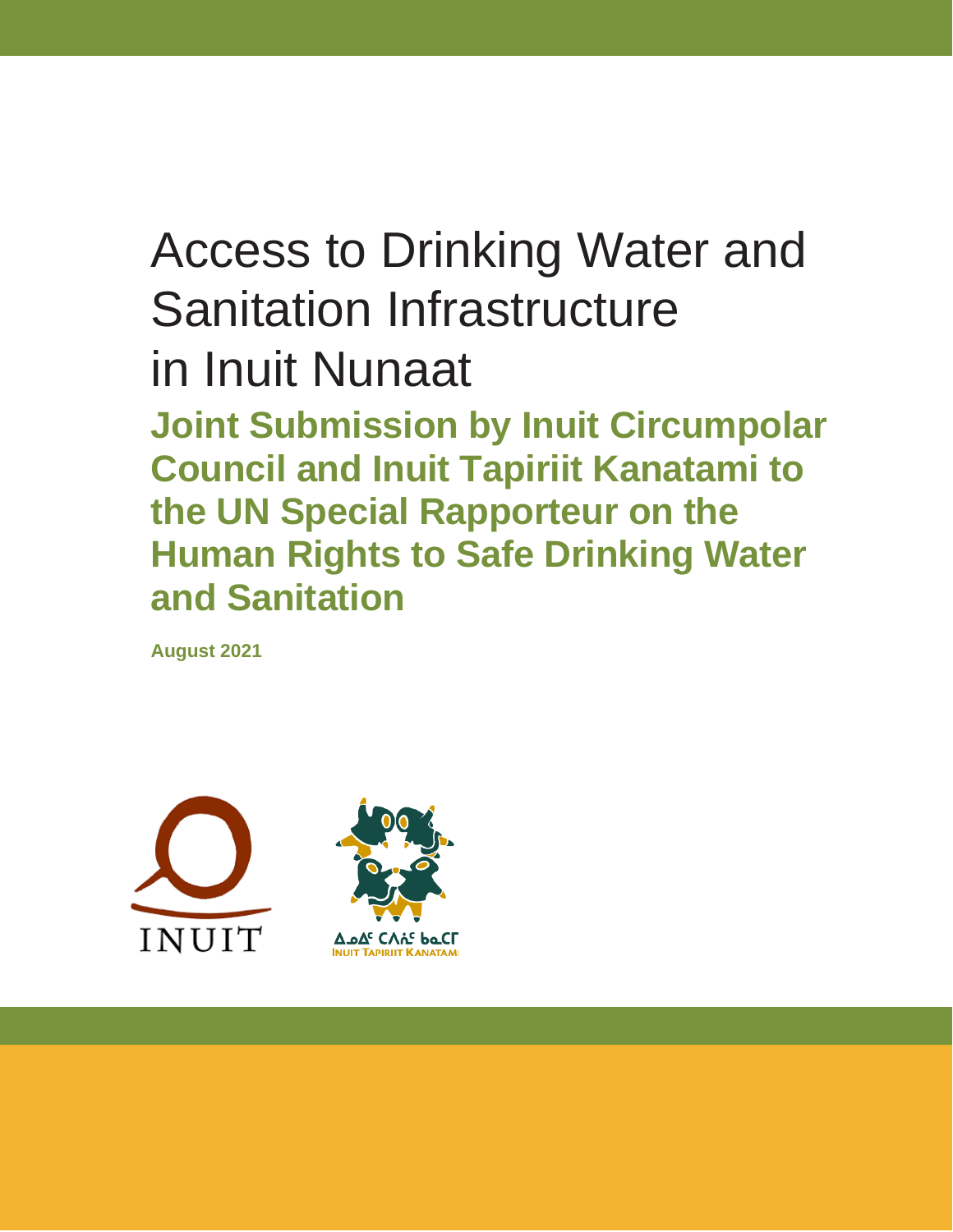# Access to Drinking Water and Sanitation Infrastructure in Inuit Nunaat

## Joint Submission by Inuit Circumpolar Council and Inuit Tapiriit Kanatami to the UN Special Rapporteur on the Human Rights to Safe Drinking Water and Sanitation

**August 2021**

INUIT

ᐃᓄᐃᑦ ᑕᐱᕇᑦ ᑲᓇᑕᒥ
INUIT TAPIRIIT KANATAMI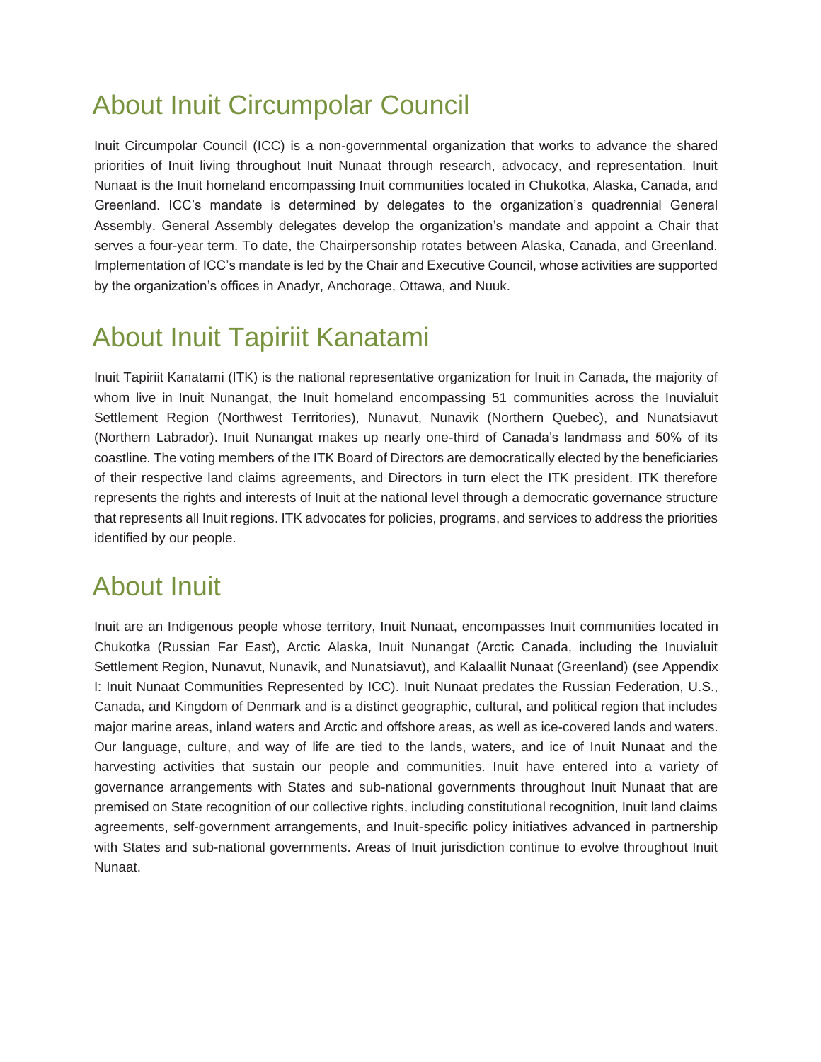## About Inuit Circumpolar Council

Inuit Circumpolar Council (ICC) is a non-governmental organization that works to advance the shared priorities of Inuit living throughout Inuit Nunaat through research, advocacy, and representation. Inuit Nunaat is the Inuit homeland encompassing Inuit communities located in Chukotka, Alaska, Canada, and Greenland. ICC's mandate is determined by delegates to the organization's quadrennial General Assembly. General Assembly delegates develop the organization's mandate and appoint a Chair that serves a four-year term. To date, the Chairpersonship rotates between Alaska, Canada, and Greenland. Implementation of ICC's mandate is led by the Chair and Executive Council, whose activities are supported by the organization's offices in Anadyr, Anchorage, Ottawa, and Nuuk.

## About Inuit Tapiriit Kanatami

Inuit Tapiriit Kanatami (ITK) is the national representative organization for Inuit in Canada, the majority of whom live in Inuit Nunangat, the Inuit homeland encompassing 51 communities across the Inuvialuit Settlement Region (Northwest Territories), Nunavut, Nunavik (Northern Quebec), and Nunatsiavut (Northern Labrador). Inuit Nunangat makes up nearly one-third of Canada's landmass and 50% of its coastline. The voting members of the ITK Board of Directors are democratically elected by the beneficiaries of their respective land claims agreements, and Directors in turn elect the ITK president. ITK therefore represents the rights and interests of Inuit at the national level through a democratic governance structure that represents all Inuit regions. ITK advocates for policies, programs, and services to address the priorities identified by our people.

## About Inuit

Inuit are an Indigenous people whose territory, Inuit Nunaat, encompasses Inuit communities located in Chukotka (Russian Far East), Arctic Alaska, Inuit Nunangat (Arctic Canada, including the Inuvialuit Settlement Region, Nunavut, Nunavik, and Nunatsiavut), and Kalaallit Nunaat (Greenland) (see Appendix I: Inuit Nunaat Communities Represented by ICC). Inuit Nunaat predates the Russian Federation, U.S., Canada, and Kingdom of Denmark and is a distinct geographic, cultural, and political region that includes major marine areas, inland waters and Arctic and offshore areas, as well as ice-covered lands and waters. Our language, culture, and way of life are tied to the lands, waters, and ice of Inuit Nunaat and the harvesting activities that sustain our people and communities. Inuit have entered into a variety of governance arrangements with States and sub-national governments throughout Inuit Nunaat that are premised on State recognition of our collective rights, including constitutional recognition, Inuit land claims agreements, self-government arrangements, and Inuit-specific policy initiatives advanced in partnership with States and sub-national governments. Areas of Inuit jurisdiction continue to evolve throughout Inuit Nunaat.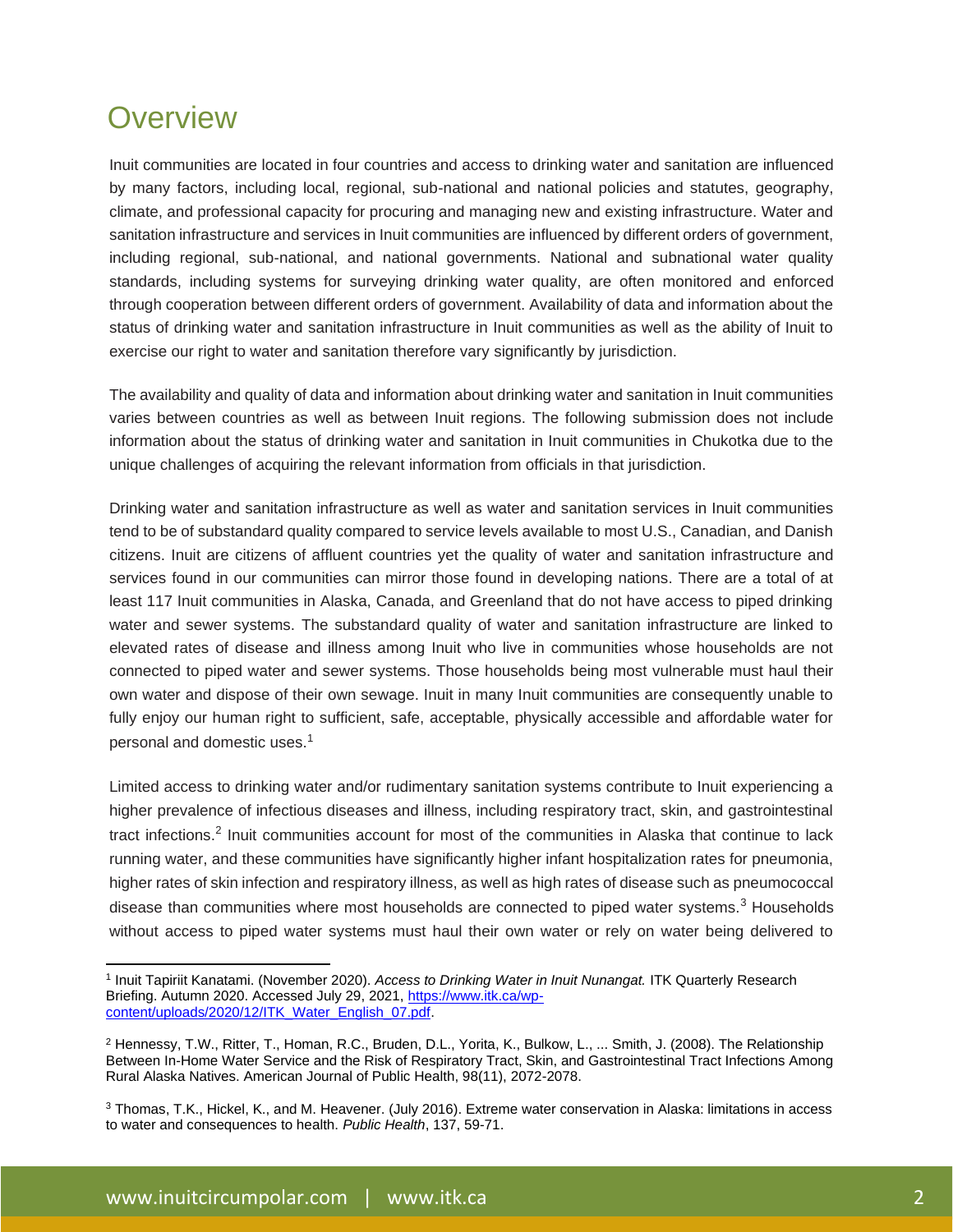# Overview

Inuit communities are located in four countries and access to drinking water and sanitation are influenced by many factors, including local, regional, sub-national and national policies and statutes, geography, climate, and professional capacity for procuring and managing new and existing infrastructure. Water and sanitation infrastructure and services in Inuit communities are influenced by different orders of government, including regional, sub-national, and national governments. National and subnational water quality standards, including systems for surveying drinking water quality, are often monitored and enforced through cooperation between different orders of government. Availability of data and information about the status of drinking water and sanitation infrastructure in Inuit communities as well as the ability of Inuit to exercise our right to water and sanitation therefore vary significantly by jurisdiction.

The availability and quality of data and information about drinking water and sanitation in Inuit communities varies between countries as well as between Inuit regions. The following submission does not include information about the status of drinking water and sanitation in Inuit communities in Chukotka due to the unique challenges of acquiring the relevant information from officials in that jurisdiction.

Drinking water and sanitation infrastructure as well as water and sanitation services in Inuit communities tend to be of substandard quality compared to service levels available to most U.S., Canadian, and Danish citizens. Inuit are citizens of affluent countries yet the quality of water and sanitation infrastructure and services found in our communities can mirror those found in developing nations. There are a total of at least 117 Inuit communities in Alaska, Canada, and Greenland that do not have access to piped drinking water and sewer systems. The substandard quality of water and sanitation infrastructure are linked to elevated rates of disease and illness among Inuit who live in communities whose households are not connected to piped water and sewer systems. Those households being most vulnerable must haul their own water and dispose of their own sewage. Inuit in many Inuit communities are consequently unable to fully enjoy our human right to sufficient, safe, acceptable, physically accessible and affordable water for personal and domestic uses.[1]

Limited access to drinking water and/or rudimentary sanitation systems contribute to Inuit experiencing a higher prevalence of infectious diseases and illness, including respiratory tract, skin, and gastrointestinal tract infections.[2] Inuit communities account for most of the communities in Alaska that continue to lack running water, and these communities have significantly higher infant hospitalization rates for pneumonia, higher rates of skin infection and respiratory illness, as well as high rates of disease such as pneumococcal disease than communities where most households are connected to piped water systems.[3] Households without access to piped water systems must haul their own water or rely on water being delivered to

---

[1] Inuit Tapiriit Kanatami. (November 2020). *Access to Drinking Water in Inuit Nunangat.* ITK Quarterly Research Briefing. Autumn 2020. Accessed July 29, 2021, https://www.itk.ca/wp-content/uploads/2020/12/ITK_Water_English_07.pdf.

[2] Hennessy, T.W., Ritter, T., Homan, R.C., Bruden, D.L., Yorita, K., Bulkow, L., ... Smith, J. (2008). The Relationship Between In-Home Water Service and the Risk of Respiratory Tract, Skin, and Gastrointestinal Tract Infections Among Rural Alaska Natives. American Journal of Public Health, 98(11), 2072-2078.

[3] Thomas, T.K., Hickel, K., and M. Heavener. (July 2016). Extreme water conservation in Alaska: limitations in access to water and consequences to health. *Public Health*, 137, 59-71.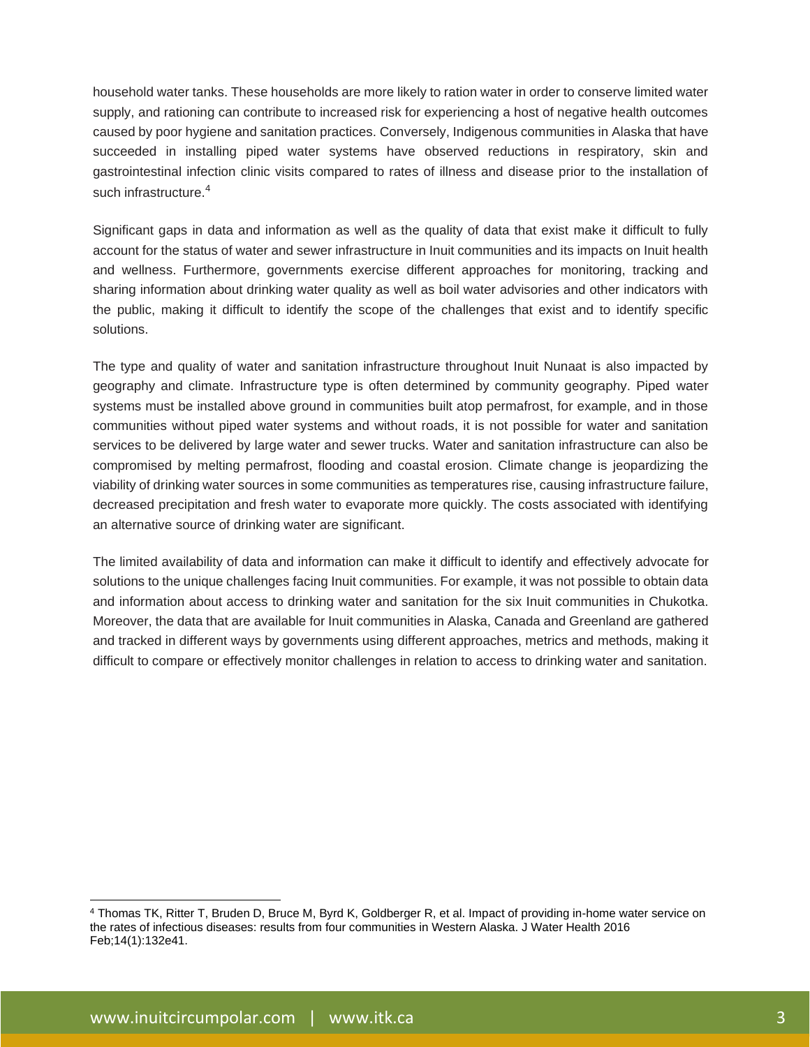household water tanks. These households are more likely to ration water in order to conserve limited water supply, and rationing can contribute to increased risk for experiencing a host of negative health outcomes caused by poor hygiene and sanitation practices. Conversely, Indigenous communities in Alaska that have succeeded in installing piped water systems have observed reductions in respiratory, skin and gastrointestinal infection clinic visits compared to rates of illness and disease prior to the installation of such infrastructure.[4]

Significant gaps in data and information as well as the quality of data that exist make it difficult to fully account for the status of water and sewer infrastructure in Inuit communities and its impacts on Inuit health and wellness. Furthermore, governments exercise different approaches for monitoring, tracking and sharing information about drinking water quality as well as boil water advisories and other indicators with the public, making it difficult to identify the scope of the challenges that exist and to identify specific solutions.

The type and quality of water and sanitation infrastructure throughout Inuit Nunaat is also impacted by geography and climate. Infrastructure type is often determined by community geography. Piped water systems must be installed above ground in communities built atop permafrost, for example, and in those communities without piped water systems and without roads, it is not possible for water and sanitation services to be delivered by large water and sewer trucks. Water and sanitation infrastructure can also be compromised by melting permafrost, flooding and coastal erosion. Climate change is jeopardizing the viability of drinking water sources in some communities as temperatures rise, causing infrastructure failure, decreased precipitation and fresh water to evaporate more quickly. The costs associated with identifying an alternative source of drinking water are significant.

The limited availability of data and information can make it difficult to identify and effectively advocate for solutions to the unique challenges facing Inuit communities. For example, it was not possible to obtain data and information about access to drinking water and sanitation for the six Inuit communities in Chukotka. Moreover, the data that are available for Inuit communities in Alaska, Canada and Greenland are gathered and tracked in different ways by governments using different approaches, metrics and methods, making it difficult to compare or effectively monitor challenges in relation to access to drinking water and sanitation.

---

[4] Thomas TK, Ritter T, Bruden D, Bruce M, Byrd K, Goldberger R, et al. Impact of providing in-home water service on the rates of infectious diseases: results from four communities in Western Alaska. J Water Health 2016 Feb;14(1):132e41.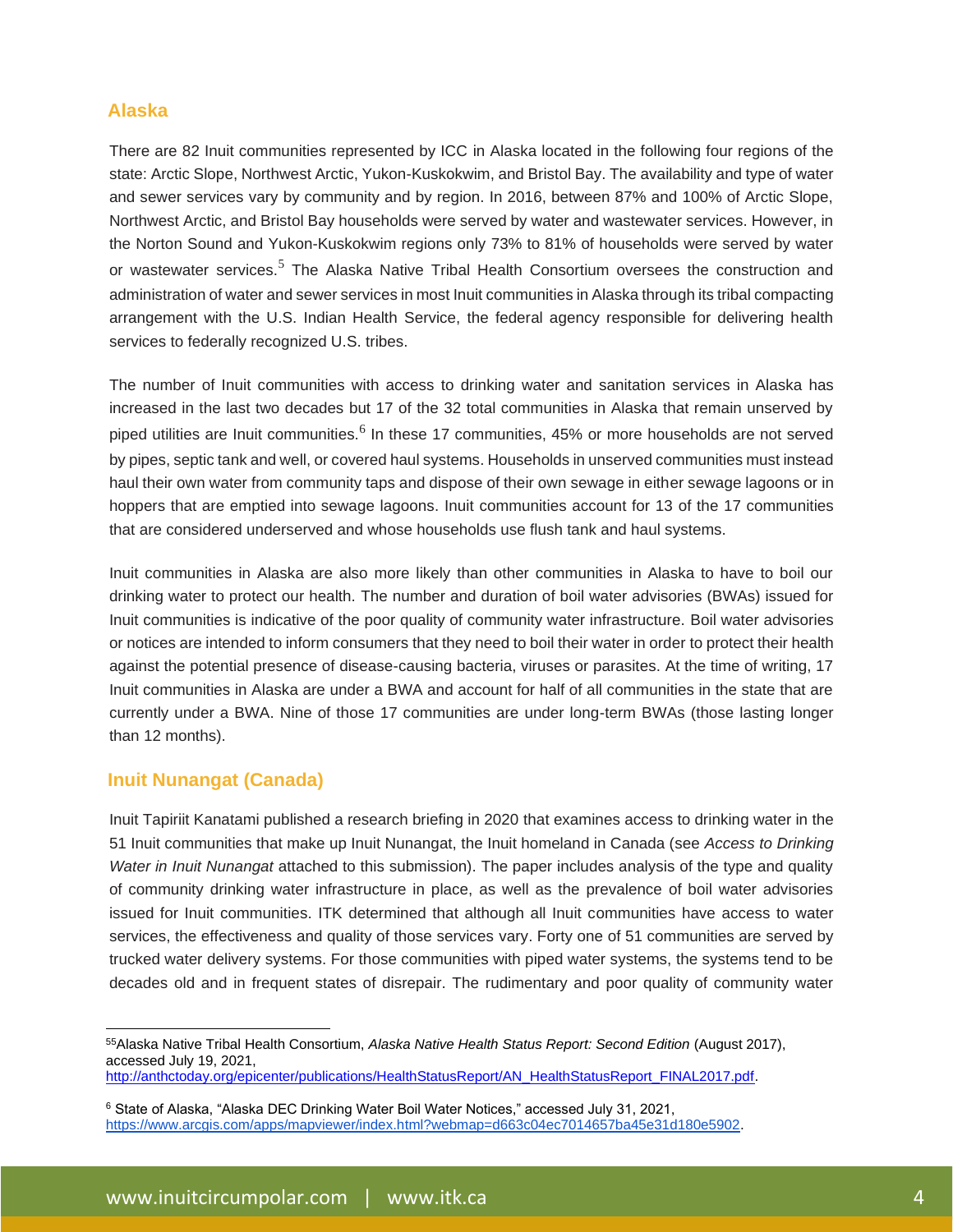## Alaska

There are 82 Inuit communities represented by ICC in Alaska located in the following four regions of the state: Arctic Slope, Northwest Arctic, Yukon-Kuskokwim, and Bristol Bay. The availability and type of water and sewer services vary by community and by region. In 2016, between 87% and 100% of Arctic Slope, Northwest Arctic, and Bristol Bay households were served by water and wastewater services. However, in the Norton Sound and Yukon-Kuskokwim regions only 73% to 81% of households were served by water or wastewater services.[5] The Alaska Native Tribal Health Consortium oversees the construction and administration of water and sewer services in most Inuit communities in Alaska through its tribal compacting arrangement with the U.S. Indian Health Service, the federal agency responsible for delivering health services to federally recognized U.S. tribes.

The number of Inuit communities with access to drinking water and sanitation services in Alaska has increased in the last two decades but 17 of the 32 total communities in Alaska that remain unserved by piped utilities are Inuit communities.[6] In these 17 communities, 45% or more households are not served by pipes, septic tank and well, or covered haul systems. Households in unserved communities must instead haul their own water from community taps and dispose of their own sewage in either sewage lagoons or in hoppers that are emptied into sewage lagoons. Inuit communities account for 13 of the 17 communities that are considered underserved and whose households use flush tank and haul systems.

Inuit communities in Alaska are also more likely than other communities in Alaska to have to boil our drinking water to protect our health. The number and duration of boil water advisories (BWAs) issued for Inuit communities is indicative of the poor quality of community water infrastructure. Boil water advisories or notices are intended to inform consumers that they need to boil their water in order to protect their health against the potential presence of disease-causing bacteria, viruses or parasites. At the time of writing, 17 Inuit communities in Alaska are under a BWA and account for half of all communities in the state that are currently under a BWA. Nine of those 17 communities are under long-term BWAs (those lasting longer than 12 months).

## Inuit Nunangat (Canada)

Inuit Tapiriit Kanatami published a research briefing in 2020 that examines access to drinking water in the 51 Inuit communities that make up Inuit Nunangat, the Inuit homeland in Canada (see *Access to Drinking Water in Inuit Nunangat* attached to this submission). The paper includes analysis of the type and quality of community drinking water infrastructure in place, as well as the prevalence of boil water advisories issued for Inuit communities. ITK determined that although all Inuit communities have access to water services, the effectiveness and quality of those services vary. Forty one of 51 communities are served by trucked water delivery systems. For those communities with piped water systems, the systems tend to be decades old and in frequent states of disrepair. The rudimentary and poor quality of community water

---

[5] Alaska Native Tribal Health Consortium, *Alaska Native Health Status Report: Second Edition* (August 2017), accessed July 19, 2021, http://anthctoday.org/epicenter/publications/HealthStatusReport/AN_HealthStatusReport_FINAL2017.pdf.

[6] State of Alaska, "Alaska DEC Drinking Water Boil Water Notices," accessed July 31, 2021, https://www.arcgis.com/apps/mapviewer/index.html?webmap=d663c04ec7014657ba45e31d180e5902.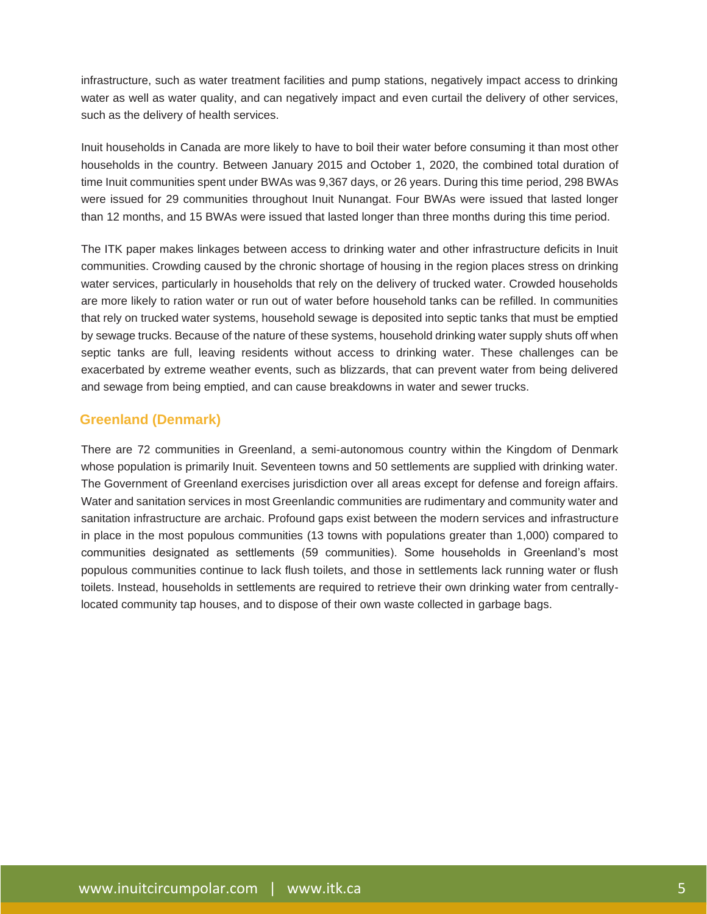infrastructure, such as water treatment facilities and pump stations, negatively impact access to drinking water as well as water quality, and can negatively impact and even curtail the delivery of other services, such as the delivery of health services.

Inuit households in Canada are more likely to have to boil their water before consuming it than most other households in the country. Between January 2015 and October 1, 2020, the combined total duration of time Inuit communities spent under BWAs was 9,367 days, or 26 years. During this time period, 298 BWAs were issued for 29 communities throughout Inuit Nunangat. Four BWAs were issued that lasted longer than 12 months, and 15 BWAs were issued that lasted longer than three months during this time period.

The ITK paper makes linkages between access to drinking water and other infrastructure deficits in Inuit communities. Crowding caused by the chronic shortage of housing in the region places stress on drinking water services, particularly in households that rely on the delivery of trucked water. Crowded households are more likely to ration water or run out of water before household tanks can be refilled. In communities that rely on trucked water systems, household sewage is deposited into septic tanks that must be emptied by sewage trucks. Because of the nature of these systems, household drinking water supply shuts off when septic tanks are full, leaving residents without access to drinking water. These challenges can be exacerbated by extreme weather events, such as blizzards, that can prevent water from being delivered and sewage from being emptied, and can cause breakdowns in water and sewer trucks.

## Greenland (Denmark)

There are 72 communities in Greenland, a semi-autonomous country within the Kingdom of Denmark whose population is primarily Inuit. Seventeen towns and 50 settlements are supplied with drinking water. The Government of Greenland exercises jurisdiction over all areas except for defense and foreign affairs. Water and sanitation services in most Greenlandic communities are rudimentary and community water and sanitation infrastructure are archaic. Profound gaps exist between the modern services and infrastructure in place in the most populous communities (13 towns with populations greater than 1,000) compared to communities designated as settlements (59 communities). Some households in Greenland's most populous communities continue to lack flush toilets, and those in settlements lack running water or flush toilets. Instead, households in settlements are required to retrieve their own drinking water from centrally-located community tap houses, and to dispose of their own waste collected in garbage bags.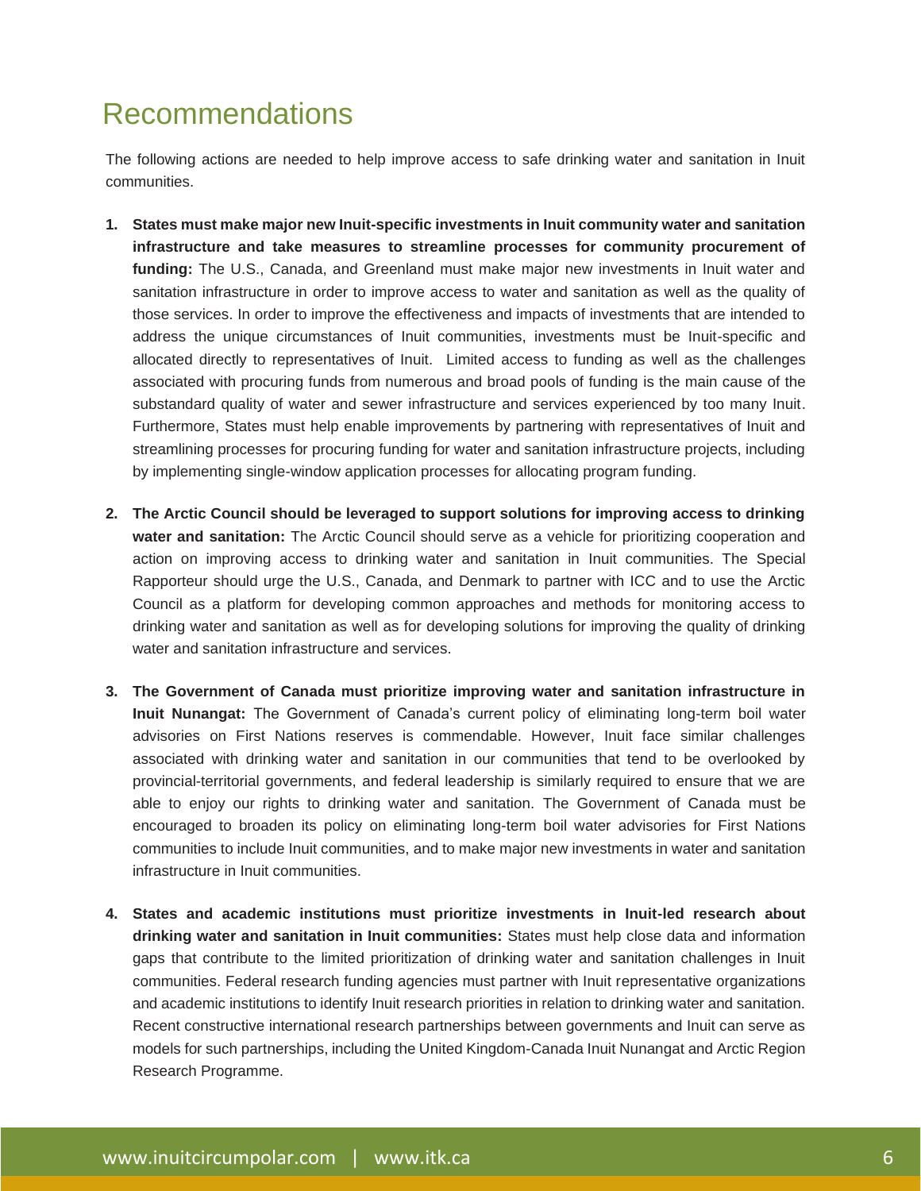# Recommendations

The following actions are needed to help improve access to safe drinking water and sanitation in Inuit communities.

1. **States must make major new Inuit-specific investments in Inuit community water and sanitation infrastructure and take measures to streamline processes for community procurement of funding:** The U.S., Canada, and Greenland must make major new investments in Inuit water and sanitation infrastructure in order to improve access to water and sanitation as well as the quality of those services. In order to improve the effectiveness and impacts of investments that are intended to address the unique circumstances of Inuit communities, investments must be Inuit-specific and allocated directly to representatives of Inuit. Limited access to funding as well as the challenges associated with procuring funds from numerous and broad pools of funding is the main cause of the substandard quality of water and sewer infrastructure and services experienced by too many Inuit. Furthermore, States must help enable improvements by partnering with representatives of Inuit and streamlining processes for procuring funding for water and sanitation infrastructure projects, including by implementing single-window application processes for allocating program funding.

2. **The Arctic Council should be leveraged to support solutions for improving access to drinking water and sanitation:** The Arctic Council should serve as a vehicle for prioritizing cooperation and action on improving access to drinking water and sanitation in Inuit communities. The Special Rapporteur should urge the U.S., Canada, and Denmark to partner with ICC and to use the Arctic Council as a platform for developing common approaches and methods for monitoring access to drinking water and sanitation as well as for developing solutions for improving the quality of drinking water and sanitation infrastructure and services.

3. **The Government of Canada must prioritize improving water and sanitation infrastructure in Inuit Nunangat:** The Government of Canada's current policy of eliminating long-term boil water advisories on First Nations reserves is commendable. However, Inuit face similar challenges associated with drinking water and sanitation in our communities that tend to be overlooked by provincial-territorial governments, and federal leadership is similarly required to ensure that we are able to enjoy our rights to drinking water and sanitation. The Government of Canada must be encouraged to broaden its policy on eliminating long-term boil water advisories for First Nations communities to include Inuit communities, and to make major new investments in water and sanitation infrastructure in Inuit communities.

4. **States and academic institutions must prioritize investments in Inuit-led research about drinking water and sanitation in Inuit communities:** States must help close data and information gaps that contribute to the limited prioritization of drinking water and sanitation challenges in Inuit communities. Federal research funding agencies must partner with Inuit representative organizations and academic institutions to identify Inuit research priorities in relation to drinking water and sanitation. Recent constructive international research partnerships between governments and Inuit can serve as models for such partnerships, including the United Kingdom-Canada Inuit Nunangat and Arctic Region Research Programme.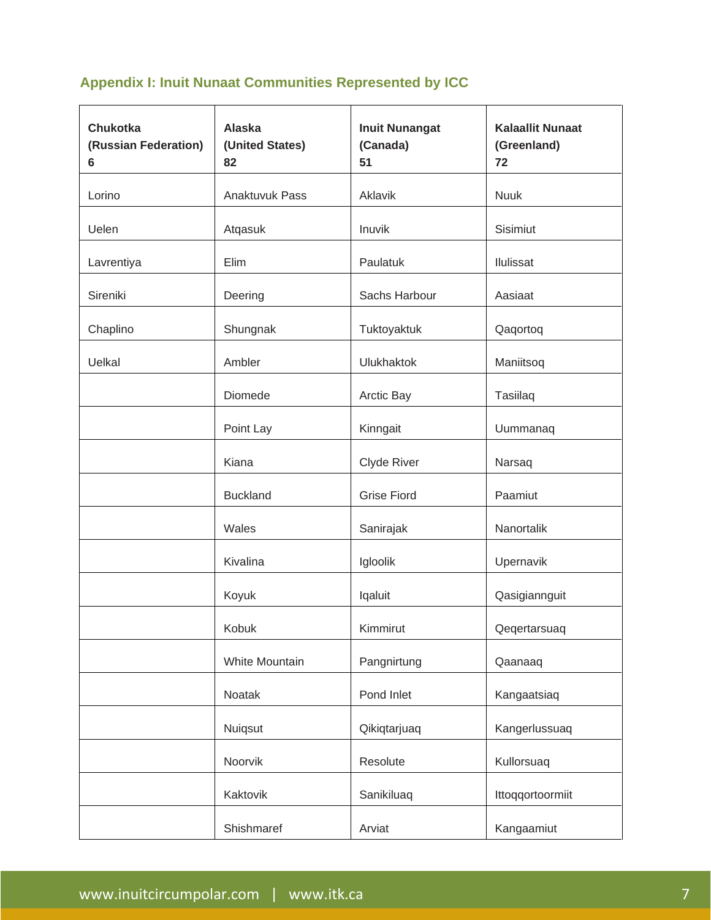## Appendix I: Inuit Nunaat Communities Represented by ICC

| Chukotka (Russian Federation) 6 | Alaska (United States) 82 | Inuit Nunangat (Canada) 51 | Kalaallit Nunaat (Greenland) 72 |
|---|---|---|---|
| Lorino | Anaktuvuk Pass | Aklavik | Nuuk |
| Uelen | Atqasuk | Inuvik | Sisimiut |
| Lavrentiya | Elim | Paulatuk | Ilulissat |
| Sireniki | Deering | Sachs Harbour | Aasiaat |
| Chaplino | Shungnak | Tuktoyaktuk | Qaqortoq |
| Uelkal | Ambler | Ulukhaktok | Maniitsoq |
| | Diomede | Arctic Bay | Tasiilaq |
| | Point Lay | Kinngait | Uummanaq |
| | Kiana | Clyde River | Narsaq |
| | Buckland | Grise Fiord | Paamiut |
| | Wales | Sanirajak | Nanortalik |
| | Kivalina | Igloolik | Upernavik |
| | Koyuk | Iqaluit | Qasigiannguit |
| | Kobuk | Kimmirut | Qeqertarsuaq |
| | White Mountain | Pangnirtung | Qaanaaq |
| | Noatak | Pond Inlet | Kangaatsiaq |
| | Nuiqsut | Qikiqtarjuaq | Kangerlussuaq |
| | Noorvik | Resolute | Kullorsuaq |
| | Kaktovik | Sanikiluaq | Ittoqqortoormiit |
| | Shishmaref | Arviat | Kangaamiut |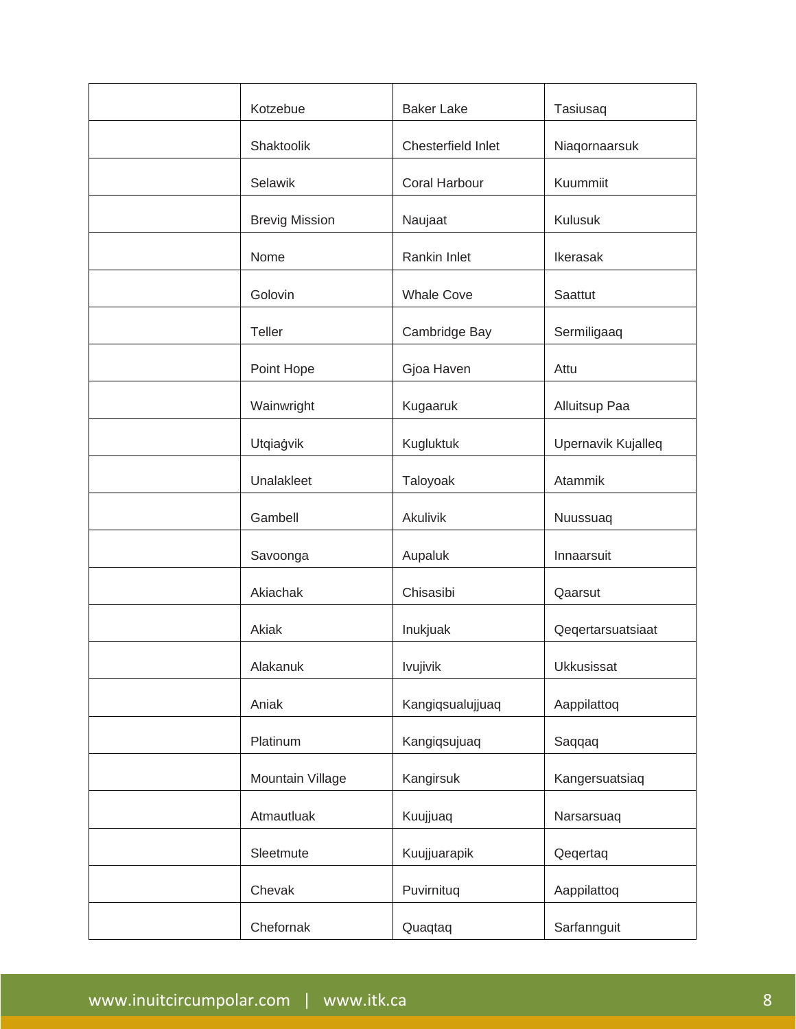| | | | |
|---|---|---|---|
| | Kotzebue | Baker Lake | Tasiusaq |
| | Shaktoolik | Chesterfield Inlet | Niaqornaarsuk |
| | Selawik | Coral Harbour | Kuummiit |
| | Brevig Mission | Naujaat | Kulusuk |
| | Nome | Rankin Inlet | Ikerasak |
| | Golovin | Whale Cove | Saattut |
| | Teller | Cambridge Bay | Sermiligaaq |
| | Point Hope | Gjoa Haven | Attu |
| | Wainwright | Kugaaruk | Alluitsup Paa |
| | Utqiaġvik | Kugluktuk | Upernavik Kujalleq |
| | Unalakleet | Taloyoak | Atammik |
| | Gambell | Akulivik | Nuussuaq |
| | Savoonga | Aupaluk | Innaarsuit |
| | Akiachak | Chisasibi | Qaarsut |
| | Akiak | Inukjuak | Qeqertarsuatsiaat |
| | Alakanuk | Ivujivik | Ukkusissat |
| | Aniak | Kangiqsualujjuaq | Aappilattoq |
| | Platinum | Kangiqsujuaq | Saqqaq |
| | Mountain Village | Kangirsuk | Kangersuatsiaq |
| | Atmautluak | Kuujjuaq | Narsarsuaq |
| | Sleetmute | Kuujjuarapik | Qeqertaq |
| | Chevak | Puvirnituq | Aappilattoq |
| | Chefornak | Quaqtaq | Sarfannguit |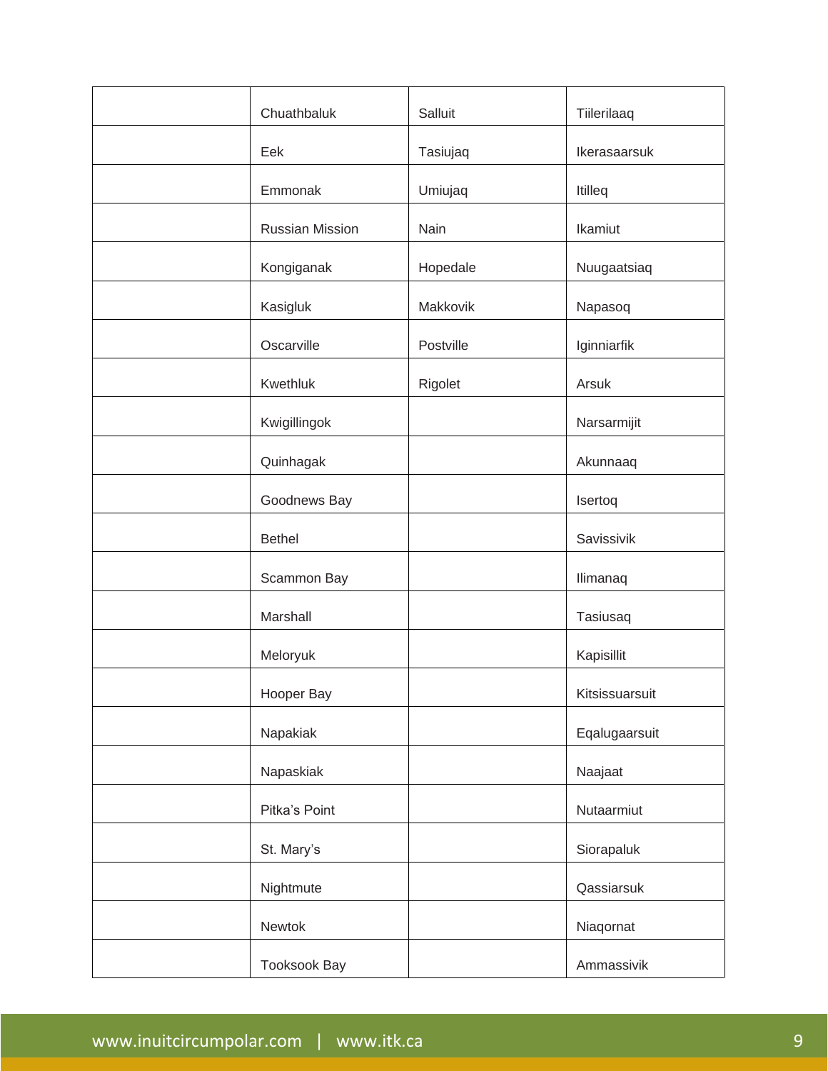| | | | |
|---|---|---|---|
| | Chuathbaluk | Salluit | Tiilerilaaq |
| | Eek | Tasiujaq | Ikerasaarsuk |
| | Emmonak | Umiujaq | Itilleq |
| | Russian Mission | Nain | Ikamiut |
| | Kongiganak | Hopedale | Nuugaatsiaq |
| | Kasigluk | Makkovik | Napasoq |
| | Oscarville | Postville | Iginniarfik |
| | Kwethluk | Rigolet | Arsuk |
| | Kwigillingok | | Narsarmijit |
| | Quinhagak | | Akunnaaq |
| | Goodnews Bay | | Isertoq |
| | Bethel | | Savissivik |
| | Scammon Bay | | Ilimanaq |
| | Marshall | | Tasiusaq |
| | Meloryuk | | Kapisillit |
| | Hooper Bay | | Kitsissuarsuit |
| | Napakiak | | Eqalugaarsuit |
| | Napaskiak | | Naajaat |
| | Pitka's Point | | Nutaarmiut |
| | St. Mary's | | Siorapaluk |
| | Nightmute | | Qassiarsuk |
| | Newtok | | Niaqornat |
| | Tooksook Bay | | Ammassivik |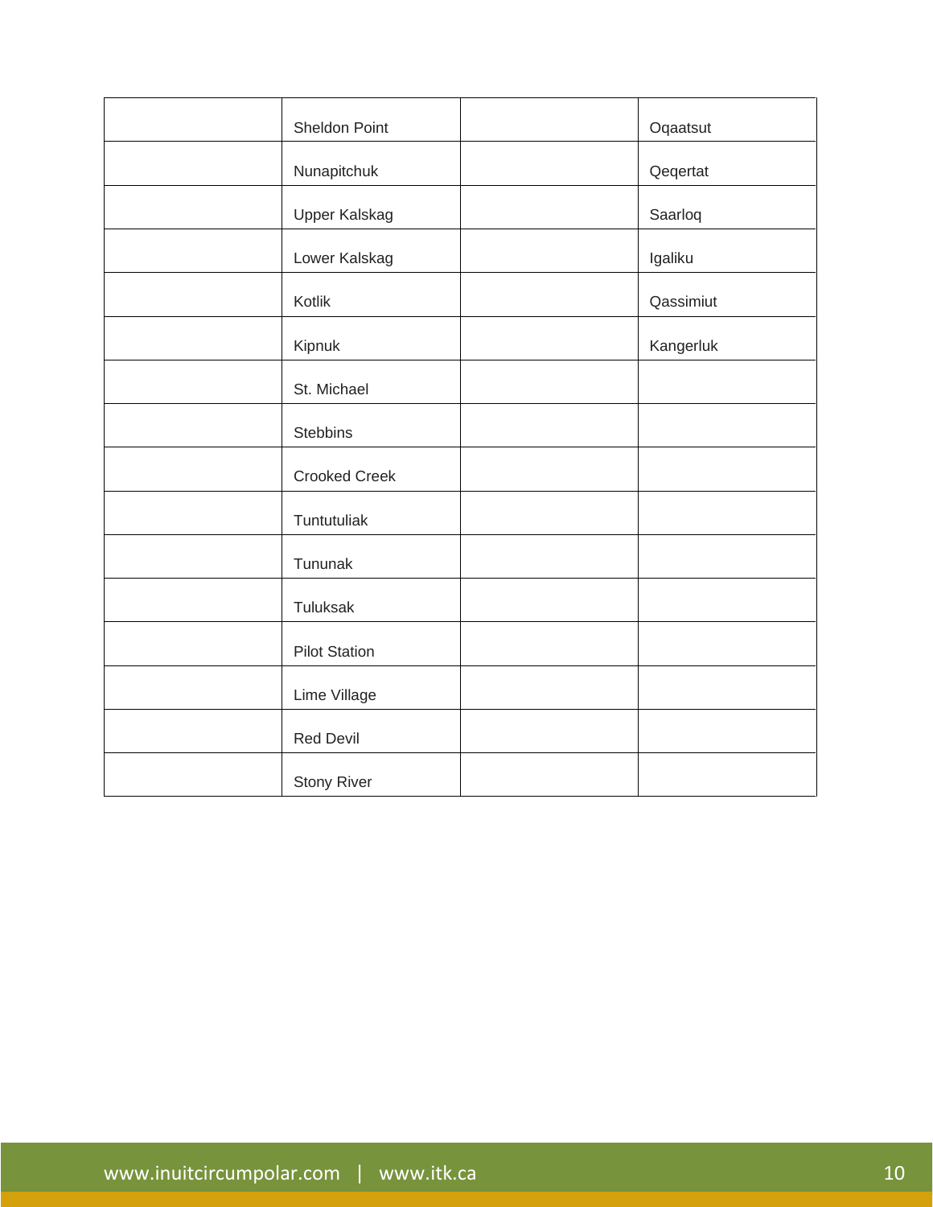| | | | |
|---|---|---|---|
| | Sheldon Point | | Oqaatsut |
| | Nunapitchuk | | Qeqertat |
| | Upper Kalskag | | Saarloq |
| | Lower Kalskag | | Igaliku |
| | Kotlik | | Qassimiut |
| | Kipnuk | | Kangerluk |
| | St. Michael | | |
| | Stebbins | | |
| | Crooked Creek | | |
| | Tuntutuliak | | |
| | Tununak | | |
| | Tuluksak | | |
| | Pilot Station | | |
| | Lime Village | | |
| | Red Devil | | |
| | Stony River | | |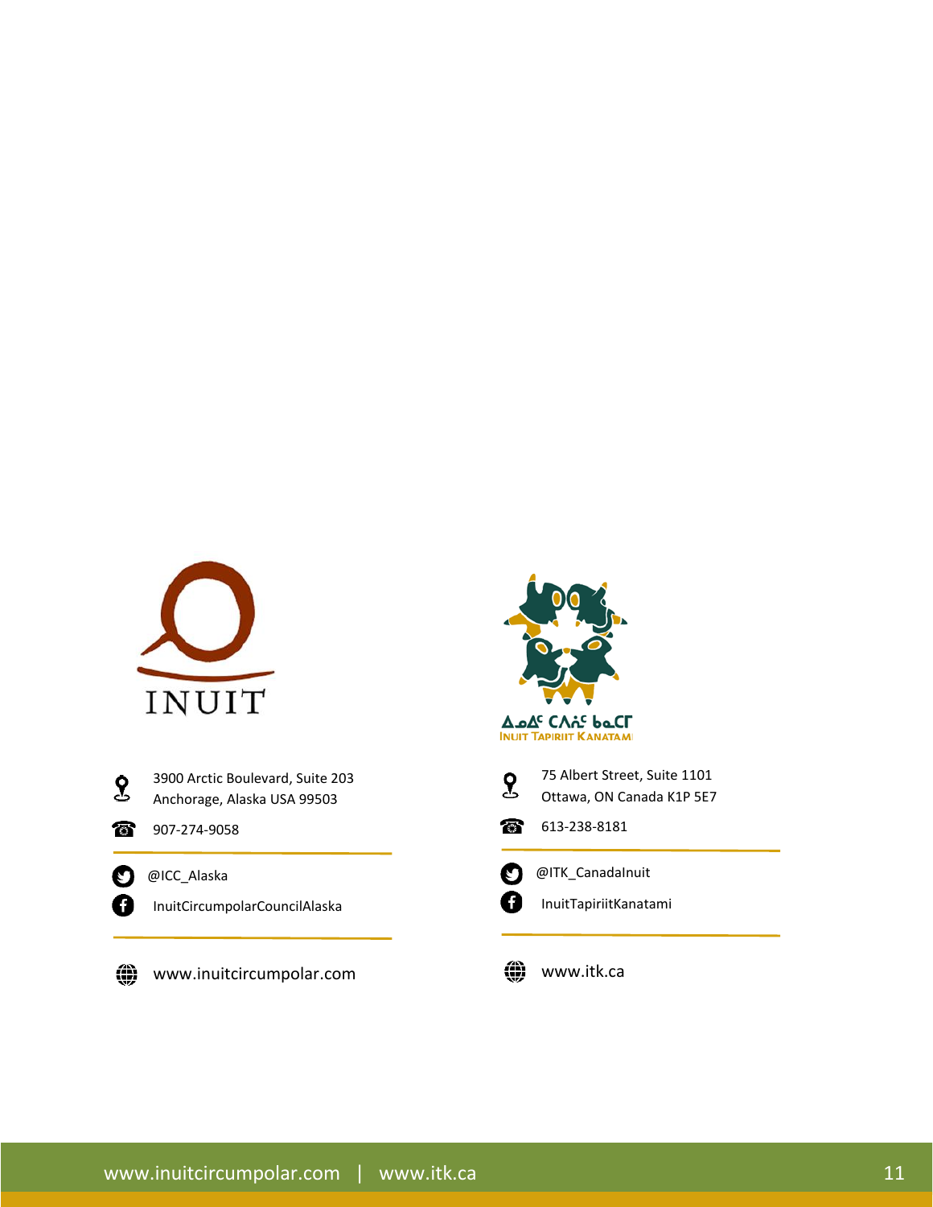INUIT

3900 Arctic Boulevard, Suite 203
Anchorage, Alaska USA 99503

907-274-9058

@ICC_Alaska

InuitCircumpolarCouncilAlaska

www.inuitcircumpolar.com

ᐃᓄᐃᑦ ᑕᐱᕇᑦ ᑲᓇᑕᒥ
INUIT TAPIRIIT KANATAMI

75 Albert Street, Suite 1101
Ottawa, ON Canada K1P 5E7

613-238-8181

@ITK_CanadaInuit

InuitTapiriitKanatami

www.itk.ca